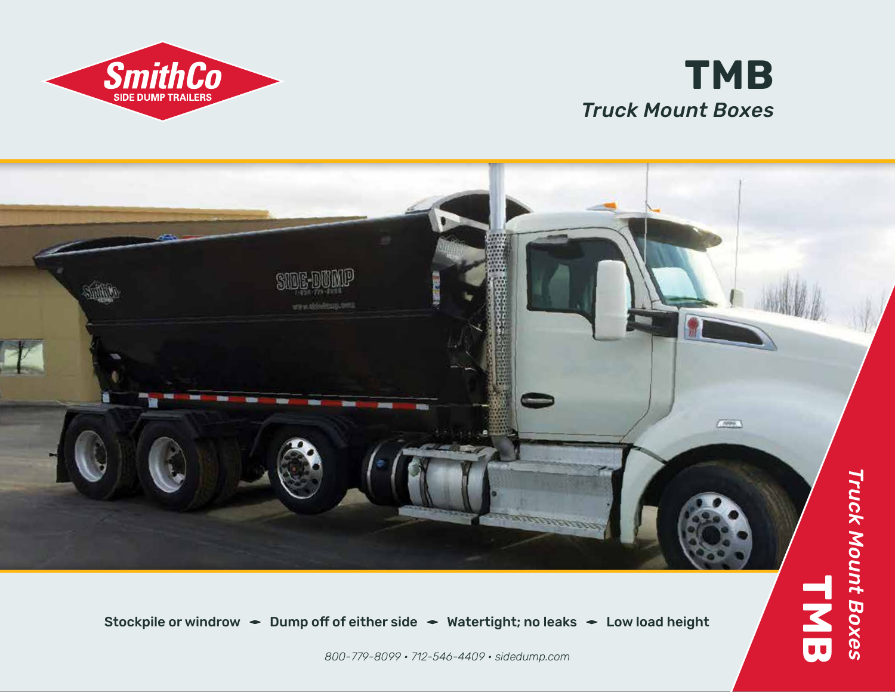SmithCo

SIDE DUMP TRAILERS

# TMB

*Truck Mount Boxes*

Stockpile or windrow ◂▸ Dump off of either side ◂▸ Watertight; no leaks ◂▸ Low load height

*800-779-8099 • 712-546-4409 • sidedump.com*

**TMB** *Truck Mount Boxes*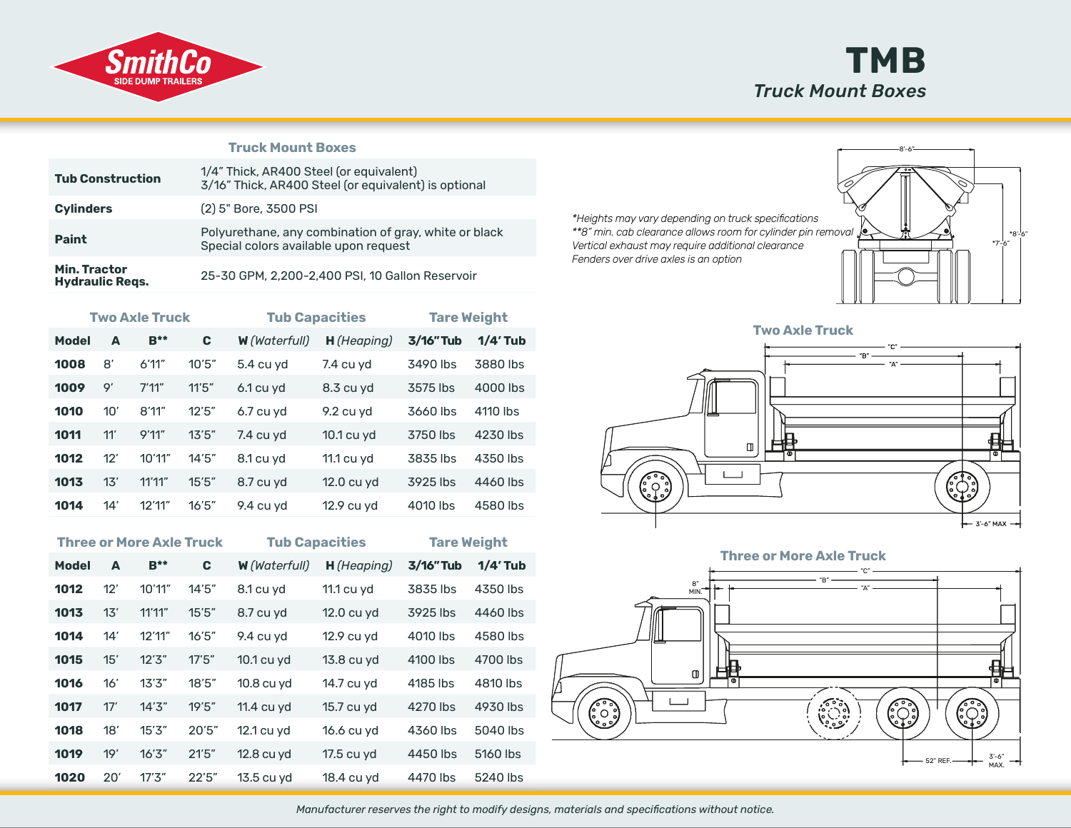# TMB

*Truck Mount Boxes*

## Truck Mount Boxes

| | |
|---|---|
| **Tub Construction** | 1/4" Thick, AR400 Steel (or equivalent)<br>3/16" Thick, AR400 Steel (or equivalent) is optional |
| **Cylinders** | (2) 5" Bore, 3500 PSI |
| **Paint** | Polyurethane, any combination of gray, white or black<br>Special colors available upon request |
| **Min. Tractor Hydraulic Reqs.** | 25-30 GPM, 2,200-2,400 PSI, 10 Gallon Reservoir |

| Two Axle Truck | | | | Tub Capacities | | Tare Weight | |
|---|---|---|---|---|---|---|---|
| **Model** | **A** | **B\*\*** | **C** | **W** *(Waterfull)* | **H** *(Heaping)* | **3/16" Tub** | **1/4' Tub** |
| **1008** | 8' | 6'11" | 10'5" | 5.4 cu yd | 7.4 cu yd | 3490 lbs | 3880 lbs |
| **1009** | 9' | 7'11" | 11'5" | 6.1 cu yd | 8.3 cu yd | 3575 lbs | 4000 lbs |
| **1010** | 10' | 8'11" | 12'5" | 6.7 cu yd | 9.2 cu yd | 3660 lbs | 4110 lbs |
| **1011** | 11' | 9'11" | 13'5" | 7.4 cu yd | 10.1 cu yd | 3750 lbs | 4230 lbs |
| **1012** | 12' | 10'11" | 14'5" | 8.1 cu yd | 11.1 cu yd | 3835 lbs | 4350 lbs |
| **1013** | 13' | 11'11" | 15'5" | 8.7 cu yd | 12.0 cu yd | 3925 lbs | 4460 lbs |
| **1014** | 14' | 12'11" | 16'5" | 9.4 cu yd | 12.9 cu yd | 4010 lbs | 4580 lbs |

| Three or More Axle Truck | | | | Tub Capacities | | Tare Weight | |
|---|---|---|---|---|---|---|---|
| **Model** | **A** | **B\*\*** | **C** | **W** *(Waterfull)* | **H** *(Heaping)* | **3/16" Tub** | **1/4' Tub** |
| **1012** | 12' | 10'11" | 14'5" | 8.1 cu yd | 11.1 cu yd | 3835 lbs | 4350 lbs |
| **1013** | 13' | 11'11" | 15'5" | 8.7 cu yd | 12.0 cu yd | 3925 lbs | 4460 lbs |
| **1014** | 14' | 12'11" | 16'5" | 9.4 cu yd | 12.9 cu yd | 4010 lbs | 4580 lbs |
| **1015** | 15' | 12'3" | 17'5" | 10.1 cu yd | 13.8 cu yd | 4100 lbs | 4700 lbs |
| **1016** | 16' | 13'3" | 18'5" | 10.8 cu yd | 14.7 cu yd | 4185 lbs | 4810 lbs |
| **1017** | 17' | 14'3" | 19'5" | 11.4 cu yd | 15.7 cu yd | 4270 lbs | 4930 lbs |
| **1018** | 18' | 15'3" | 20'5" | 12.1 cu yd | 16.6 cu yd | 4360 lbs | 5040 lbs |
| **1019** | 19' | 16'3" | 21'5" | 12.8 cu yd | 17.5 cu yd | 4450 lbs | 5160 lbs |
| **1020** | 20' | 17'3" | 22'5" | 13.5 cu yd | 18.4 cu yd | 4470 lbs | 5240 lbs |

*\*Heights may vary depending on truck specifications*
*\*\*8" min. cab clearance allows room for cylinder pin removal*
*Vertical exhaust may require additional clearance*
*Fenders over drive axles is an option*

8'-6"
\*8'-6"
\*7'-6"

### Two Axle Truck

"C"
"B"
"A"
3'-6" MAX

### Three or More Axle Truck

8" MIN.
"C"
"B"
"A"
52" REF.
3'-6" MAX.

*Manufacturer reserves the right to modify designs, materials and specifications without notice.*